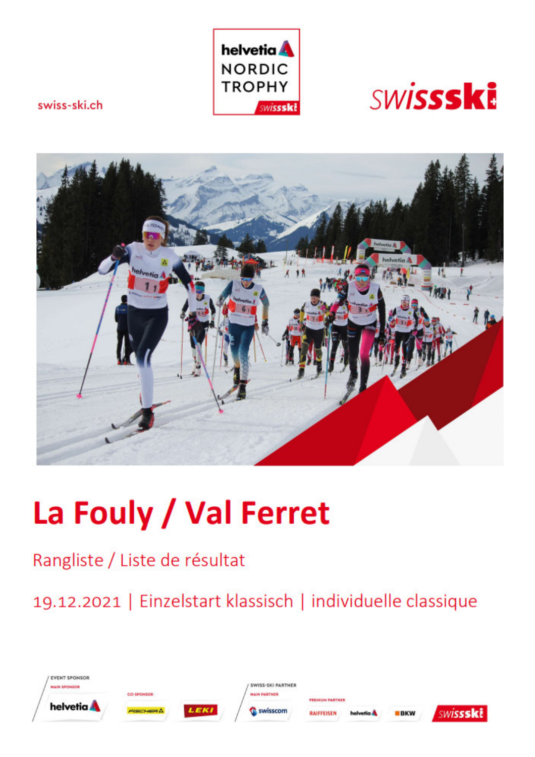swiss-ski.ch

helvetia NORDIC TROPHY

swissski

# La Fouly / Val Ferret

## Rangliste / Liste de résultat

19.12.2021 | Einzelstart klassisch | individuelle classique

EVENT SPONSOR
MAIN SPONSOR
helvetia

CO-SPONSOR
FISCHER
LEKI

SWISS-SKI PARTNER
MAIN PARTNER
swisscom

PREMIUM PARTNER
RAIFFEISEN
helvetia
BKW

swissski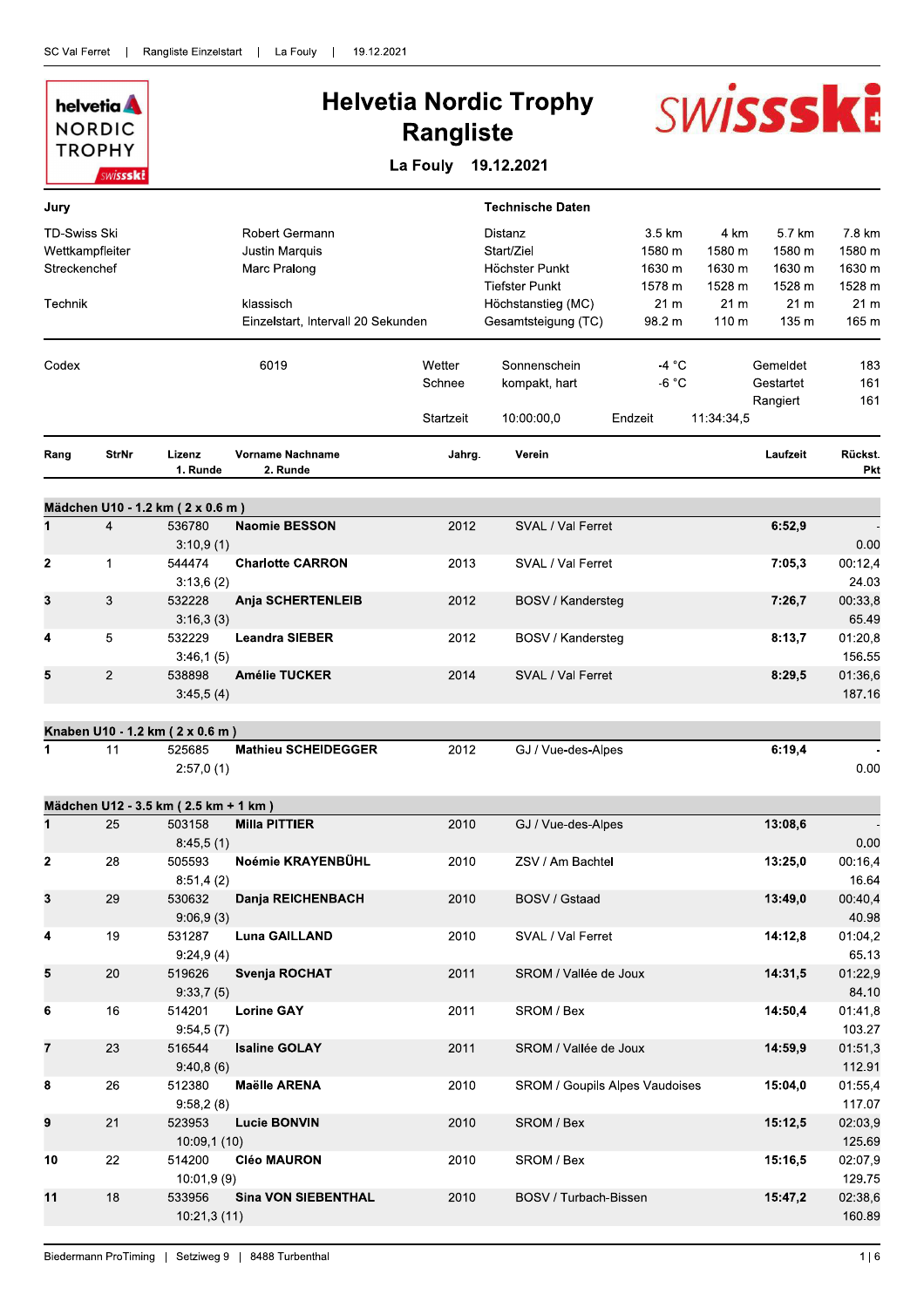# Helvetia Nordic Trophy
# Rangliste

**La Fouly 19.12.2021**

| Jury | | Technische Daten | 3.5 km | 4 km | 5.7 km | 7.8 km |
|---|---|---|---|---|---|---|
| TD-Swiss Ski | Robert Germann | Distanz | 3.5 km | 4 km | 5.7 km | 7.8 km |
| Wettkampfleiter | Justin Marquis | Start/Ziel | 1580 m | 1580 m | 1580 m | 1580 m |
| Streckenchef | Marc Pralong | Höchster Punkt | 1630 m | 1630 m | 1630 m | 1630 m |
| | | Tiefster Punkt | 1578 m | 1528 m | 1528 m | 1528 m |
| Technik | klassisch | Höchstanstieg (MC) | 21 m | 21 m | 21 m | 21 m |
| | Einzelstart, Intervall 20 Sekunden | Gesamtsteigung (TC) | 98.2 m | 110 m | 135 m | 165 m |

| Codex | 6019 | Wetter | Sonnenschein | -4 °C | Gemeldet | 183 |
|---|---|---|---|---|---|---|
| | | Schnee | kompakt, hart | -6 °C | Gestartet | 161 |
| | | | | | Rangiert | 161 |
| | | Startzeit | 10:00:00,0 | Endzeit | 11:34:34,5 | |

| Rang | StrNr | Lizenz / 1. Runde | Vorname Nachname / 2. Runde | Jahrg. | Verein | Laufzeit | Rückst. / Pkt |
|---|---|---|---|---|---|---|---|
| **Mädchen U10 - 1.2 km ( 2 x 0.6 m )** | | | | | | | |
| **1** | 4 | 536780 | **Naomie BESSON** | 2012 | SVAL / Val Ferret | **6:52,9** | - |
| | | 3:10,9 (1) | | | | | 0.00 |
| **2** | 1 | 544474 | **Charlotte CARRON** | 2013 | SVAL / Val Ferret | **7:05,3** | 00:12,4 |
| | | 3:13,6 (2) | | | | | 24.03 |
| **3** | 3 | 532228 | **Anja SCHERTENLEIB** | 2012 | BOSV / Kandersteg | **7:26,7** | 00:33,8 |
| | | 3:16,3 (3) | | | | | 65.49 |
| **4** | 5 | 532229 | **Leandra SIEBER** | 2012 | BOSV / Kandersteg | **8:13,7** | 01:20,8 |
| | | 3:46,1 (5) | | | | | 156.55 |
| **5** | 2 | 538898 | **Amélie TUCKER** | 2014 | SVAL / Val Ferret | **8:29,5** | 01:36,6 |
| | | 3:45,5 (4) | | | | | 187.16 |
| **Knaben U10 - 1.2 km ( 2 x 0.6 m )** | | | | | | | |
| **1** | 11 | 525685 | **Mathieu SCHEIDEGGER** | 2012 | GJ / Vue-des-Alpes | **6:19,4** | - |
| | | 2:57,0 (1) | | | | | 0.00 |
| **Mädchen U12 - 3.5 km ( 2.5 km + 1 km )** | | | | | | | |
| **1** | 25 | 503158 | **Milla PITTIER** | 2010 | GJ / Vue-des-Alpes | **13:08,6** | - |
| | | 8:45,5 (1) | | | | | 0.00 |
| **2** | 28 | 505593 | **Noémie KRAYENBÜHL** | 2010 | ZSV / Am Bachtel | **13:25,0** | 00:16,4 |
| | | 8:51,4 (2) | | | | | 16.64 |
| **3** | 29 | 530632 | **Danja REICHENBACH** | 2010 | BOSV / Gstaad | **13:49,0** | 00:40,4 |
| | | 9:06,9 (3) | | | | | 40.98 |
| **4** | 19 | 531287 | **Luna GAILLAND** | 2010 | SVAL / Val Ferret | **14:12,8** | 01:04,2 |
| | | 9:24,9 (4) | | | | | 65.13 |
| **5** | 20 | 519626 | **Svenja ROCHAT** | 2011 | SROM / Vallée de Joux | **14:31,5** | 01:22,9 |
| | | 9:33,7 (5) | | | | | 84.10 |
| **6** | 16 | 514201 | **Lorine GAY** | 2011 | SROM / Bex | **14:50,4** | 01:41,8 |
| | | 9:54,5 (7) | | | | | 103.27 |
| **7** | 23 | 516544 | **Isaline GOLAY** | 2011 | SROM / Vallée de Joux | **14:59,9** | 01:51,3 |
| | | 9:40,8 (6) | | | | | 112.91 |
| **8** | 26 | 512380 | **Maëlle ARENA** | 2010 | SROM / Goupils Alpes Vaudoises | **15:04,0** | 01:55,4 |
| | | 9:58,2 (8) | | | | | 117.07 |
| **9** | 21 | 523953 | **Lucie BONVIN** | 2010 | SROM / Bex | **15:12,5** | 02:03,9 |
| | | 10:09,1 (10) | | | | | 125.69 |
| **10** | 22 | 514200 | **Cléo MAURON** | 2010 | SROM / Bex | **15:16,5** | 02:07,9 |
| | | 10:01,9 (9) | | | | | 129.75 |
| **11** | 18 | 533956 | **Sina VON SIEBENTHAL** | 2010 | BOSV / Turbach-Bissen | **15:47,2** | 02:38,6 |
| | | 10:21,3 (11) | | | | | 160.89 |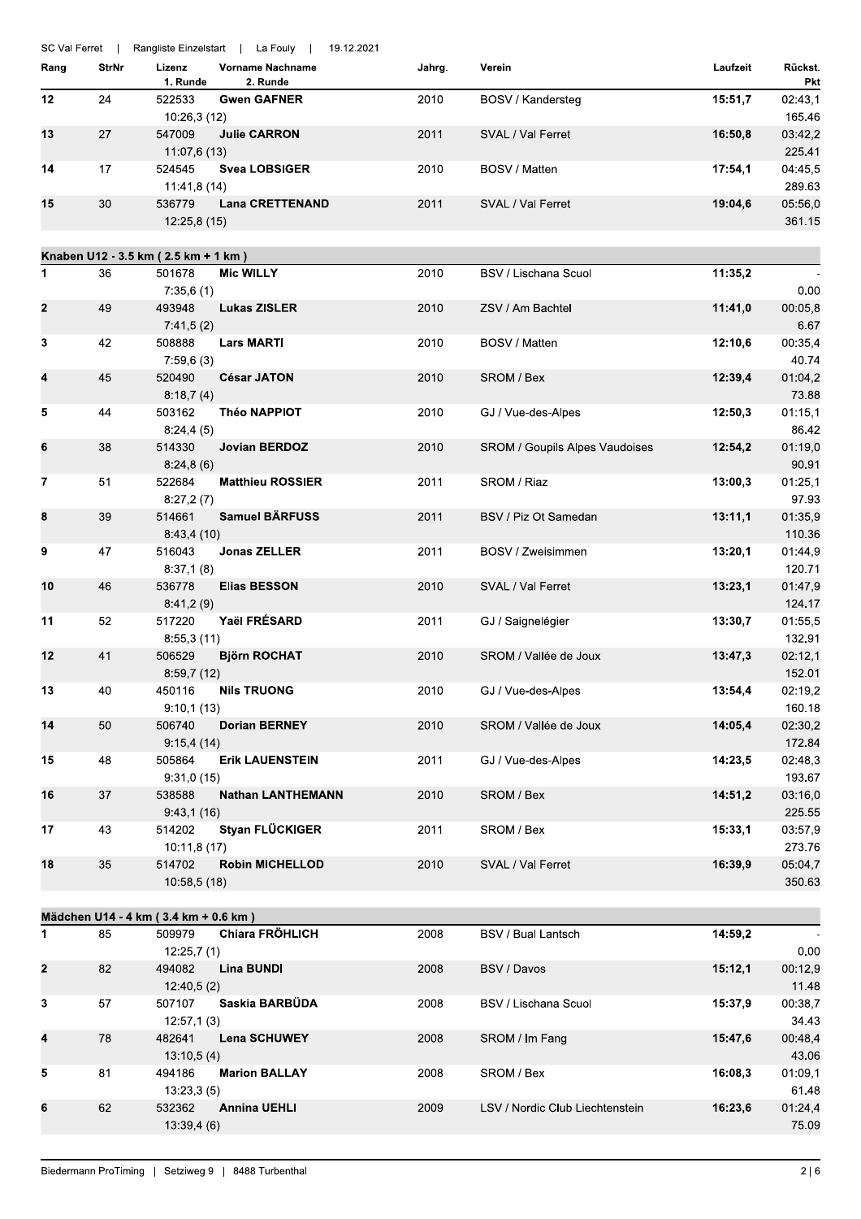SC Val Ferret | Rangliste Einzelstart | La Fouly | 19.12.2021

| Rang | StrNr | Lizenz / 1. Runde | Vorname Nachname / 2. Runde | Jahrg. | Verein | Laufzeit | Rückst. / Pkt |
|---|---|---|---|---|---|---|---|
| 12 | 24 | 522533 / 10:26,3 (12) | **Gwen GAFNER** | 2010 | BOSV / Kandersteg | **15:51,7** | 02:43,1 / 165.46 |
| 13 | 27 | 547009 / 11:07,6 (13) | **Julie CARRON** | 2011 | SVAL / Val Ferret | **16:50,8** | 03:42,2 / 225.41 |
| 14 | 17 | 524545 / 11:41,8 (14) | **Svea LOBSIGER** | 2010 | BOSV / Matten | **17:54,1** | 04:45,5 / 289.63 |
| 15 | 30 | 536779 / 12:25,8 (15) | **Lana CRETTENAND** | 2011 | SVAL / Val Ferret | **19:04,6** | 05:56,0 / 361.15 |

**Knaben U12 - 3.5 km ( 2.5 km + 1 km )**

| Rang | StrNr | Lizenz / 1. Runde | Vorname Nachname / 2. Runde | Jahrg. | Verein | Laufzeit | Rückst. / Pkt |
|---|---|---|---|---|---|---|---|
| 1 | 36 | 501678 / 7:35,6 (1) | **Mic WILLY** | 2010 | BSV / Lischana Scuol | **11:35,2** | - / 0.00 |
| 2 | 49 | 493948 / 7:41,5 (2) | **Lukas ZISLER** | 2010 | ZSV / Am Bachtel | **11:41,0** | 00:05,8 / 6.67 |
| 3 | 42 | 508888 / 7:59,6 (3) | **Lars MARTI** | 2010 | BOSV / Matten | **12:10,6** | 00:35,4 / 40.74 |
| 4 | 45 | 520490 / 8:18,7 (4) | **César JATON** | 2010 | SROM / Bex | **12:39,4** | 01:04,2 / 73.88 |
| 5 | 44 | 503162 / 8:24,4 (5) | **Théo NAPPIOT** | 2010 | GJ / Vue-des-Alpes | **12:50,3** | 01:15,1 / 86.42 |
| 6 | 38 | 514330 / 8:24,8 (6) | **Jovian BERDOZ** | 2010 | SROM / Goupils Alpes Vaudoises | **12:54,2** | 01:19,0 / 90.91 |
| 7 | 51 | 522684 / 8:27,2 (7) | **Matthieu ROSSIER** | 2011 | SROM / Riaz | **13:00,3** | 01:25,1 / 97.93 |
| 8 | 39 | 514661 / 8:43,4 (10) | **Samuel BÄRFUSS** | 2011 | BSV / Piz Ot Samedan | **13:11,1** | 01:35,9 / 110.36 |
| 9 | 47 | 516043 / 8:37,1 (8) | **Jonas ZELLER** | 2011 | BOSV / Zweisimmen | **13:20,1** | 01:44,9 / 120.71 |
| 10 | 46 | 536778 / 8:41,2 (9) | **Elias BESSON** | 2010 | SVAL / Val Ferret | **13:23,1** | 01:47,9 / 124.17 |
| 11 | 52 | 517220 / 8:55,3 (11) | **Yaël FRÉSARD** | 2011 | GJ / Saignelégier | **13:30,7** | 01:55,5 / 132.91 |
| 12 | 41 | 506529 / 8:59,7 (12) | **Björn ROCHAT** | 2010 | SROM / Vallée de Joux | **13:47,3** | 02:12,1 / 152.01 |
| 13 | 40 | 450116 / 9:10,1 (13) | **Nils TRUONG** | 2010 | GJ / Vue-des-Alpes | **13:54,4** | 02:19,2 / 160.18 |
| 14 | 50 | 506740 / 9:15,4 (14) | **Dorian BERNEY** | 2010 | SROM / Vallée de Joux | **14:05,4** | 02:30,2 / 172.84 |
| 15 | 48 | 505864 / 9:31,0 (15) | **Erik LAUENSTEIN** | 2011 | GJ / Vue-des-Alpes | **14:23,5** | 02:48,3 / 193.67 |
| 16 | 37 | 538588 / 9:43,1 (16) | **Nathan LANTHEMANN** | 2010 | SROM / Bex | **14:51,2** | 03:16,0 / 225.55 |
| 17 | 43 | 514202 / 10:11,8 (17) | **Styan FLÜCKIGER** | 2011 | SROM / Bex | **15:33,1** | 03:57,9 / 273.76 |
| 18 | 35 | 514702 / 10:58,5 (18) | **Robin MICHELLOD** | 2010 | SVAL / Val Ferret | **16:39,9** | 05:04,7 / 350.63 |

**Mädchen U14 - 4 km ( 3.4 km + 0.6 km )**

| Rang | StrNr | Lizenz / 1. Runde | Vorname Nachname / 2. Runde | Jahrg. | Verein | Laufzeit | Rückst. / Pkt |
|---|---|---|---|---|---|---|---|
| 1 | 85 | 509979 / 12:25,7 (1) | **Chiara FRÖHLICH** | 2008 | BSV / Bual Lantsch | **14:59,2** | - / 0.00 |
| 2 | 82 | 494082 / 12:40,5 (2) | **Lina BUNDI** | 2008 | BSV / Davos | **15:12,1** | 00:12,9 / 11.48 |
| 3 | 57 | 507107 / 12:57,1 (3) | **Saskia BARBÜDA** | 2008 | BSV / Lischana Scuol | **15:37,9** | 00:38,7 / 34.43 |
| 4 | 78 | 482641 / 13:10,5 (4) | **Lena SCHUWEY** | 2008 | SROM / Im Fang | **15:47,6** | 00:48,4 / 43.06 |
| 5 | 81 | 494186 / 13:23,3 (5) | **Marion BALLAY** | 2008 | SROM / Bex | **16:08,3** | 01:09,1 / 61.48 |
| 6 | 62 | 532362 / 13:39,4 (6) | **Annina UEHLI** | 2009 | LSV / Nordic Club Liechtenstein | **16:23,6** | 01:24,4 / 75.09 |

Biedermann ProTiming | Setziweg 9 | 8488 Turbenthal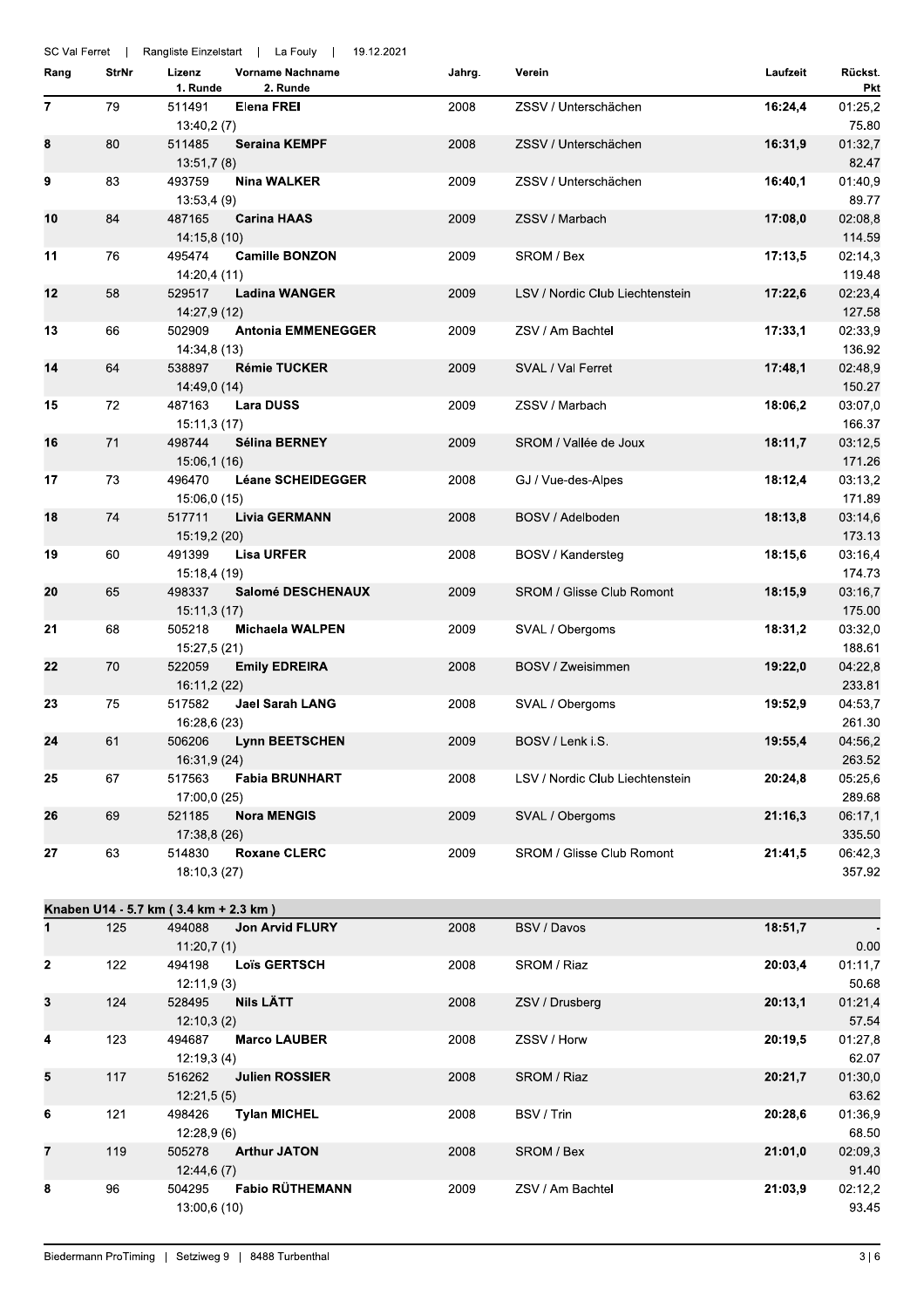| Rang | StrNr | Lizenz<br>1. Runde | Vorname Nachname<br>2. Runde | Jahrg. | Verein | Laufzeit | Rückst.<br>Pkt |
|---|---|---|---|---|---|---|---|
| 7 | 79 | 511491<br>13:40,2 (7) | **Elena FREI** | 2008 | ZSSV / Unterschächen | **16:24,4** | 01:25,2<br>75.80 |
| 8 | 80 | 511485<br>13:51,7 (8) | **Seraina KEMPF** | 2008 | ZSSV / Unterschächen | **16:31,9** | 01:32,7<br>82.47 |
| 9 | 83 | 493759<br>13:53,4 (9) | **Nina WALKER** | 2009 | ZSSV / Unterschächen | **16:40,1** | 01:40,9<br>89.77 |
| 10 | 84 | 487165<br>14:15,8 (10) | **Carina HAAS** | 2009 | ZSSV / Marbach | **17:08,0** | 02:08,8<br>114.59 |
| 11 | 76 | 495474<br>14:20,4 (11) | **Camille BONZON** | 2009 | SROM / Bex | **17:13,5** | 02:14,3<br>119.48 |
| 12 | 58 | 529517<br>14:27,9 (12) | **Ladina WANGER** | 2009 | LSV / Nordic Club Liechtenstein | **17:22,6** | 02:23,4<br>127.58 |
| 13 | 66 | 502909<br>14:34,8 (13) | **Antonia EMMENEGGER** | 2009 | ZSV / Am Bachtel | **17:33,1** | 02:33,9<br>136.92 |
| 14 | 64 | 538897<br>14:49,0 (14) | **Rémie TUCKER** | 2009 | SVAL / Val Ferret | **17:48,1** | 02:48,9<br>150.27 |
| 15 | 72 | 487163<br>15:11,3 (17) | **Lara DUSS** | 2009 | ZSSV / Marbach | **18:06,2** | 03:07,0<br>166.37 |
| 16 | 71 | 498744<br>15:06,1 (16) | **Sélina BERNEY** | 2009 | SROM / Vallée de Joux | **18:11,7** | 03:12,5<br>171.26 |
| 17 | 73 | 496470<br>15:06,0 (15) | **Léane SCHEIDEGGER** | 2008 | GJ / Vue-des-Alpes | **18:12,4** | 03:13,2<br>171.89 |
| 18 | 74 | 517711<br>15:19,2 (20) | **Livia GERMANN** | 2008 | BOSV / Adelboden | **18:13,8** | 03:14,6<br>173.13 |
| 19 | 60 | 491399<br>15:18,4 (19) | **Lisa URFER** | 2008 | BOSV / Kandersteg | **18:15,6** | 03:16,4<br>174.73 |
| 20 | 65 | 498337<br>15:11,3 (17) | **Salomé DESCHENAUX** | 2009 | SROM / Glisse Club Romont | **18:15,9** | 03:16,7<br>175.00 |
| 21 | 68 | 505218<br>15:27,5 (21) | **Michaela WALPEN** | 2009 | SVAL / Obergoms | **18:31,2** | 03:32,0<br>188.61 |
| 22 | 70 | 522059<br>16:11,2 (22) | **Emily EDREIRA** | 2008 | BOSV / Zweisimmen | **19:22,0** | 04:22,8<br>233.81 |
| 23 | 75 | 517582<br>16:28,6 (23) | **Jael Sarah LANG** | 2008 | SVAL / Obergoms | **19:52,9** | 04:53,7<br>261.30 |
| 24 | 61 | 506206<br>16:31,9 (24) | **Lynn BEETSCHEN** | 2009 | BOSV / Lenk i.S. | **19:55,4** | 04:56,2<br>263.52 |
| 25 | 67 | 517563<br>17:00,0 (25) | **Fabia BRUNHART** | 2008 | LSV / Nordic Club Liechtenstein | **20:24,8** | 05:25,6<br>289.68 |
| 26 | 69 | 521185<br>17:38,8 (26) | **Nora MENGIS** | 2009 | SVAL / Obergoms | **21:16,3** | 06:17,1<br>335.50 |
| 27 | 63 | 514830<br>18:10,3 (27) | **Roxane CLERC** | 2009 | SROM / Glisse Club Romont | **21:41,5** | 06:42,3<br>357.92 |

## Knaben U14 - 5.7 km ( 3.4 km + 2.3 km )

| Rang | StrNr | Lizenz<br>1. Runde | Vorname Nachname<br>2. Runde | Jahrg. | Verein | Laufzeit | Rückst.<br>Pkt |
|---|---|---|---|---|---|---|---|
| 1 | 125 | 494088<br>11:20,7 (1) | **Jon Arvid FLURY** | 2008 | BSV / Davos | **18:51,7** | -<br>0.00 |
| 2 | 122 | 494198<br>12:11,9 (3) | **Loïs GERTSCH** | 2008 | SROM / Riaz | **20:03,4** | 01:11,7<br>50.68 |
| 3 | 124 | 528495<br>12:10,3 (2) | **Nils LÄTT** | 2008 | ZSV / Drusberg | **20:13,1** | 01:21,4<br>57.54 |
| 4 | 123 | 494687<br>12:19,3 (4) | **Marco LAUBER** | 2008 | ZSSV / Horw | **20:19,5** | 01:27,8<br>62.07 |
| 5 | 117 | 516262<br>12:21,5 (5) | **Julien ROSSIER** | 2008 | SROM / Riaz | **20:21,7** | 01:30,0<br>63.62 |
| 6 | 121 | 498426<br>12:28,9 (6) | **Tylan MICHEL** | 2008 | BSV / Trin | **20:28,6** | 01:36,9<br>68.50 |
| 7 | 119 | 505278<br>12:44,6 (7) | **Arthur JATON** | 2008 | SROM / Bex | **21:01,0** | 02:09,3<br>91.40 |
| 8 | 96 | 504295<br>13:00,6 (10) | **Fabio RÜTHEMANN** | 2009 | ZSV / Am Bachtel | **21:03,9** | 02:12,2<br>93.45 |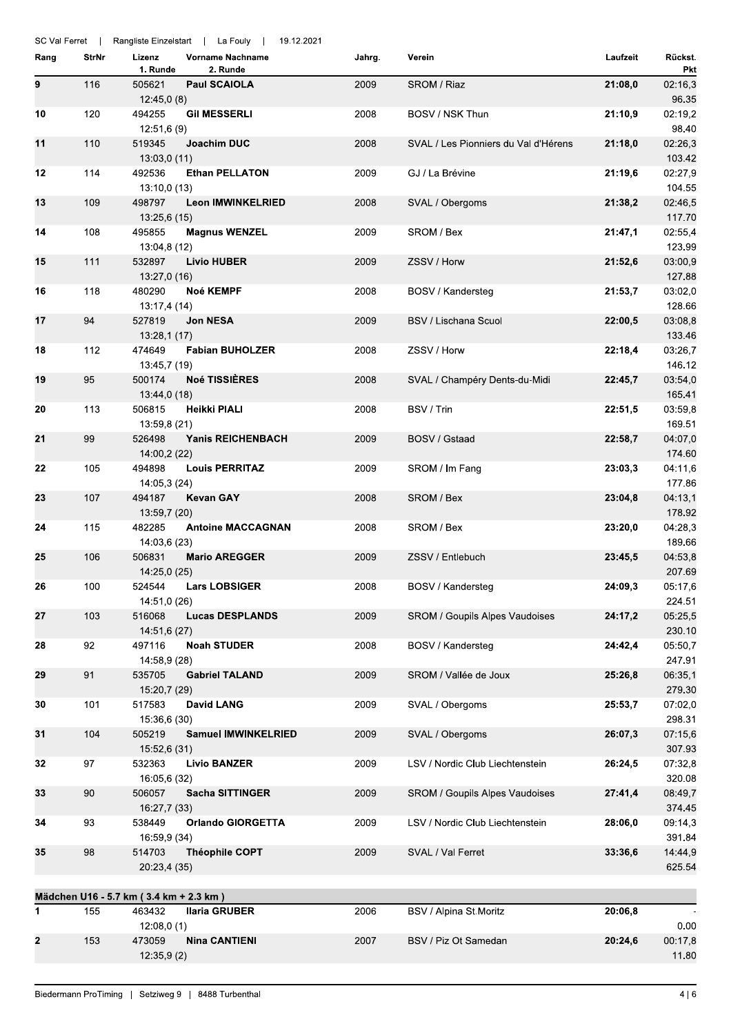| Rang | StrNr | Lizenz 1. Runde | Vorname Nachname 2. Runde | Jahrg. | Verein | Laufzeit | Rückst. Pkt |
|---|---|---|---|---|---|---|---|
| 9 | 116 | 505621 12:45,0 (8) | **Paul SCAIOLA** | 2009 | SROM / Riaz | **21:08,0** | 02:16,3 96.35 |
| 10 | 120 | 494255 12:51,6 (9) | **Gil MESSERLI** | 2008 | BOSV / NSK Thun | **21:10,9** | 02:19,2 98.40 |
| 11 | 110 | 519345 13:03,0 (11) | **Joachim DUC** | 2008 | SVAL / Les Pionniers du Val d'Hérens | **21:18,0** | 02:26,3 103.42 |
| 12 | 114 | 492536 13:10,0 (13) | **Ethan PELLATON** | 2009 | GJ / La Brévine | **21:19,6** | 02:27,9 104.55 |
| 13 | 109 | 498797 13:25,6 (15) | **Leon IMWINKELRIED** | 2008 | SVAL / Obergoms | **21:38,2** | 02:46,5 117.70 |
| 14 | 108 | 495855 13:04,8 (12) | **Magnus WENZEL** | 2009 | SROM / Bex | **21:47,1** | 02:55,4 123.99 |
| 15 | 111 | 532897 13:27,0 (16) | **Livio HUBER** | 2009 | ZSSV / Horw | **21:52,6** | 03:00,9 127.88 |
| 16 | 118 | 480290 13:17,4 (14) | **Noé KEMPF** | 2008 | BOSV / Kandersteg | **21:53,7** | 03:02,0 128.66 |
| 17 | 94 | 527819 13:28,1 (17) | **Jon NESA** | 2009 | BSV / Lischana Scuol | **22:00,5** | 03:08,8 133.46 |
| 18 | 112 | 474649 13:45,7 (19) | **Fabian BUHOLZER** | 2008 | ZSSV / Horw | **22:18,4** | 03:26,7 146.12 |
| 19 | 95 | 500174 13:44,0 (18) | **Noé TISSIÈRES** | 2008 | SVAL / Champéry Dents-du-Midi | **22:45,7** | 03:54,0 165.41 |
| 20 | 113 | 506815 13:59,8 (21) | **Heikki PIALI** | 2008 | BSV / Trin | **22:51,5** | 03:59,8 169.51 |
| 21 | 99 | 526498 14:00,2 (22) | **Yanis REICHENBACH** | 2009 | BOSV / Gstaad | **22:58,7** | 04:07,0 174.60 |
| 22 | 105 | 494898 14:05,3 (24) | **Louis PERRITAZ** | 2009 | SROM / Im Fang | **23:03,3** | 04:11,6 177.86 |
| 23 | 107 | 494187 13:59,7 (20) | **Kevan GAY** | 2008 | SROM / Bex | **23:04,8** | 04:13,1 178.92 |
| 24 | 115 | 482285 14:03,6 (23) | **Antoine MACCAGNAN** | 2008 | SROM / Bex | **23:20,0** | 04:28,3 189.66 |
| 25 | 106 | 506831 14:25,0 (25) | **Mario AREGGER** | 2009 | ZSSV / Entlebuch | **23:45,5** | 04:53,8 207.69 |
| 26 | 100 | 524544 14:51,0 (26) | **Lars LOBSIGER** | 2008 | BOSV / Kandersteg | **24:09,3** | 05:17,6 224.51 |
| 27 | 103 | 516068 14:51,6 (27) | **Lucas DESPLANDS** | 2009 | SROM / Goupils Alpes Vaudoises | **24:17,2** | 05:25,5 230.10 |
| 28 | 92 | 497116 14:58,9 (28) | **Noah STUDER** | 2008 | BOSV / Kandersteg | **24:42,4** | 05:50,7 247.91 |
| 29 | 91 | 535705 15:20,7 (29) | **Gabriel TALAND** | 2009 | SROM / Vallée de Joux | **25:26,8** | 06:35,1 279.30 |
| 30 | 101 | 517583 15:36,6 (30) | **David LANG** | 2009 | SVAL / Obergoms | **25:53,7** | 07:02,0 298.31 |
| 31 | 104 | 505219 15:52,6 (31) | **Samuel IMWINKELRIED** | 2009 | SVAL / Obergoms | **26:07,3** | 07:15,6 307.93 |
| 32 | 97 | 532363 16:05,6 (32) | **Livio BANZER** | 2009 | LSV / Nordic Club Liechtenstein | **26:24,5** | 07:32,8 320.08 |
| 33 | 90 | 506057 16:27,7 (33) | **Sacha SITTINGER** | 2009 | SROM / Goupils Alpes Vaudoises | **27:41,4** | 08:49,7 374.45 |
| 34 | 93 | 538449 16:59,9 (34) | **Orlando GIORGETTA** | 2009 | LSV / Nordic Club Liechtenstein | **28:06,0** | 09:14,3 391.84 |
| 35 | 98 | 514703 20:23,4 (35) | **Théophile COPT** | 2009 | SVAL / Val Ferret | **33:36,6** | 14:44,9 625.54 |

**Mädchen U16 - 5.7 km ( 3.4 km + 2.3 km )**

| Rang | StrNr | Lizenz 1. Runde | Vorname Nachname 2. Runde | Jahrg. | Verein | Laufzeit | Rückst. Pkt |
|---|---|---|---|---|---|---|---|
| 1 | 155 | 463432 12:08,0 (1) | **Ilaria GRUBER** | 2006 | BSV / Alpina St.Moritz | **20:06,8** | - 0.00 |
| 2 | 153 | 473059 12:35,9 (2) | **Nina CANTIENI** | 2007 | BSV / Piz Ot Samedan | **20:24,6** | 00:17,8 11.80 |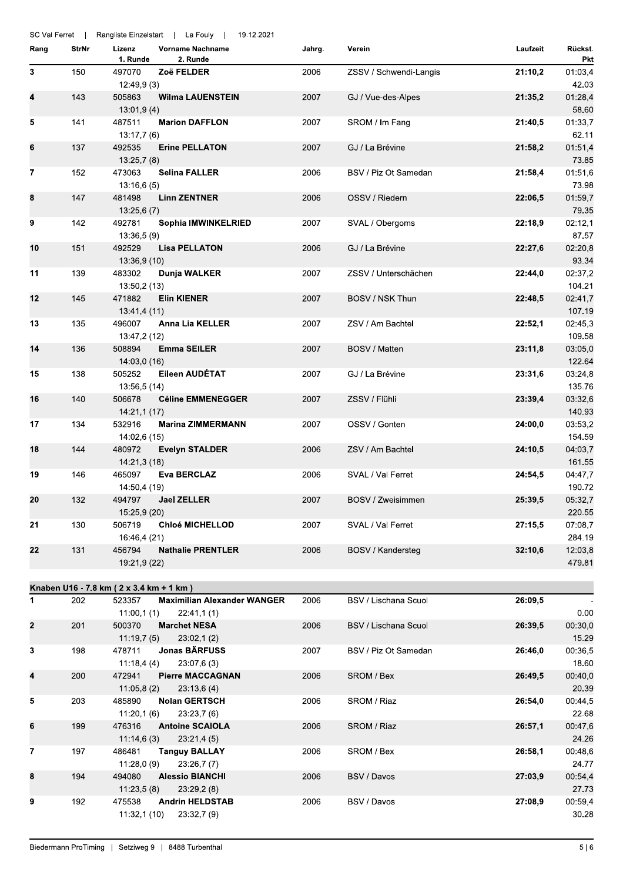| Rang | StrNr | Lizenz | Vorname Nachname | Jahrg. | Verein | Laufzeit | Rückst. |
|---|---|---|---|---|---|---|---|
| | | 1. Runde | 2. Runde | | | | Pkt |
| 3 | 150 | 497070 | Zoë FELDER | 2006 | ZSSV / Schwendi-Langis | 21:10,2 | 01:03,4 |
| | | 12:49,9 (3) | | | | | 42.03 |
| 4 | 143 | 505863 | Wilma LAUENSTEIN | 2007 | GJ / Vue-des-Alpes | 21:35,2 | 01:28,4 |
| | | 13:01,9 (4) | | | | | 58.60 |
| 5 | 141 | 487511 | Marion DAFFLON | 2007 | SROM / Im Fang | 21:40,5 | 01:33,7 |
| | | 13:17,7 (6) | | | | | 62.11 |
| 6 | 137 | 492535 | Erine PELLATON | 2007 | GJ / La Brévine | 21:58,2 | 01:51,4 |
| | | 13:25,7 (8) | | | | | 73.85 |
| 7 | 152 | 473063 | Selina FALLER | 2006 | BSV / Piz Ot Samedan | 21:58,4 | 01:51,6 |
| | | 13:16,6 (5) | | | | | 73.98 |
| 8 | 147 | 481498 | Linn ZENTNER | 2006 | OSSV / Riedern | 22:06,5 | 01:59,7 |
| | | 13:25,6 (7) | | | | | 79.35 |
| 9 | 142 | 492781 | Sophia IMWINKELRIED | 2007 | SVAL / Obergoms | 22:18,9 | 02:12,1 |
| | | 13:36,5 (9) | | | | | 87.57 |
| 10 | 151 | 492529 | Lisa PELLATON | 2006 | GJ / La Brévine | 22:27,6 | 02:20,8 |
| | | 13:36,9 (10) | | | | | 93.34 |
| 11 | 139 | 483302 | Dunja WALKER | 2007 | ZSSV / Unterschächen | 22:44,0 | 02:37,2 |
| | | 13:50,2 (13) | | | | | 104.21 |
| 12 | 145 | 471882 | Elin KIENER | 2007 | BOSV / NSK Thun | 22:48,5 | 02:41,7 |
| | | 13:41,4 (11) | | | | | 107.19 |
| 13 | 135 | 496007 | Anna Lia KELLER | 2007 | ZSV / Am Bachtel | 22:52,1 | 02:45,3 |
| | | 13:47,2 (12) | | | | | 109.58 |
| 14 | 136 | 508894 | Emma SEILER | 2007 | BOSV / Matten | 23:11,8 | 03:05,0 |
| | | 14:03,0 (16) | | | | | 122.64 |
| 15 | 138 | 505252 | Eileen AUDÉTAT | 2007 | GJ / La Brévine | 23:31,6 | 03:24,8 |
| | | 13:56,5 (14) | | | | | 135.76 |
| 16 | 140 | 506678 | Céline EMMENEGGER | 2007 | ZSSV / Flühli | 23:39,4 | 03:32,6 |
| | | 14:21,1 (17) | | | | | 140.93 |
| 17 | 134 | 532916 | Marina ZIMMERMANN | 2007 | OSSV / Gonten | 24:00,0 | 03:53,2 |
| | | 14:02,6 (15) | | | | | 154.59 |
| 18 | 144 | 480972 | Evelyn STALDER | 2006 | ZSV / Am Bachtel | 24:10,5 | 04:03,7 |
| | | 14:21,3 (18) | | | | | 161.55 |
| 19 | 146 | 465097 | Eva BERCLAZ | 2006 | SVAL / Val Ferret | 24:54,5 | 04:47,7 |
| | | 14:50,4 (19) | | | | | 190.72 |
| 20 | 132 | 494797 | Jael ZELLER | 2007 | BOSV / Zweisimmen | 25:39,5 | 05:32,7 |
| | | 15:25,9 (20) | | | | | 220.55 |
| 21 | 130 | 506719 | Chloé MICHELLOD | 2007 | SVAL / Val Ferret | 27:15,5 | 07:08,7 |
| | | 16:46,4 (21) | | | | | 284.19 |
| 22 | 131 | 456794 | Nathalie PRENTLER | 2006 | BOSV / Kandersteg | 32:10,6 | 12:03,8 |
| | | 19:21,9 (22) | | | | | 479.81 |

**Knaben U16 - 7.8 km ( 2 x 3.4 km + 1 km )**

| Rang | StrNr | Lizenz | Vorname Nachname | Jahrg. | Verein | Laufzeit | Rückst. |
|---|---|---|---|---|---|---|---|
| | | 1. Runde | 2. Runde | | | | Pkt |
| 1 | 202 | 523357 | Maximilian Alexander WANGER | 2006 | BSV / Lischana Scuol | 26:09,5 | - |
| | | 11:00,1 (1) | 22:41,1 (1) | | | | 0.00 |
| 2 | 201 | 500370 | Marchet NESA | 2006 | BSV / Lischana Scuol | 26:39,5 | 00:30,0 |
| | | 11:19,7 (5) | 23:02,1 (2) | | | | 15.29 |
| 3 | 198 | 478711 | Jonas BÄRFUSS | 2007 | BSV / Piz Ot Samedan | 26:46,0 | 00:36,5 |
| | | 11:18,4 (4) | 23:07,6 (3) | | | | 18.60 |
| 4 | 200 | 472941 | Pierre MACCAGNAN | 2006 | SROM / Bex | 26:49,5 | 00:40,0 |
| | | 11:05,8 (2) | 23:13,6 (4) | | | | 20.39 |
| 5 | 203 | 485890 | Nolan GERTSCH | 2006 | SROM / Riaz | 26:54,0 | 00:44,5 |
| | | 11:20,1 (6) | 23:23,7 (6) | | | | 22.68 |
| 6 | 199 | 476316 | Antoine SCAIOLA | 2006 | SROM / Riaz | 26:57,1 | 00:47,6 |
| | | 11:14,6 (3) | 23:21,4 (5) | | | | 24.26 |
| 7 | 197 | 486481 | Tanguy BALLAY | 2006 | SROM / Bex | 26:58,1 | 00:48,6 |
| | | 11:28,0 (9) | 23:26,7 (7) | | | | 24.77 |
| 8 | 194 | 494080 | Alessio BIANCHI | 2006 | BSV / Davos | 27:03,9 | 00:54,4 |
| | | 11:23,5 (8) | 23:29,2 (8) | | | | 27.73 |
| 9 | 192 | 475538 | Andrin HELDSTAB | 2006 | BSV / Davos | 27:08,9 | 00:59,4 |
| | | 11:32,1 (10) | 23:32,7 (9) | | | | 30.28 |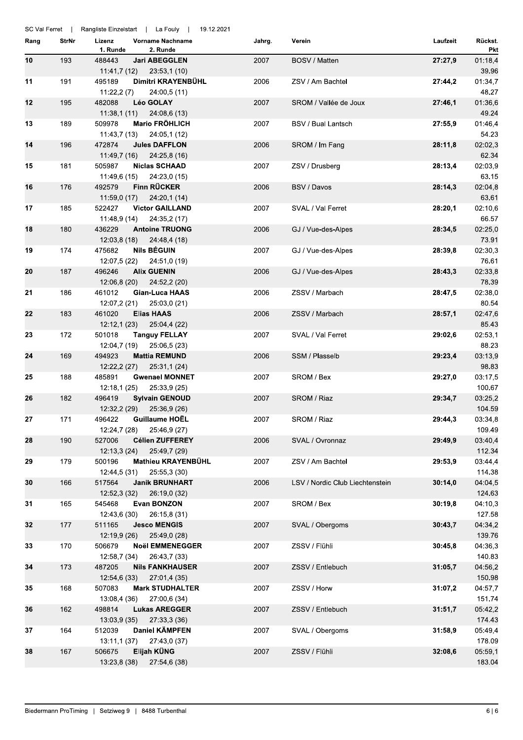| Rang | StrNr | Lizenz | Vorname Nachname | Jahrg. | Verein | Laufzeit | Rückst. |
|---|---|---|---|---|---|---|---|
| | | 1. Runde | 2. Runde | | | | Pkt |
| 10 | 193 | 488443 | **Jari ABEGGLEN** | 2007 | BOSV / Matten | **27:27,9** | 01:18,4 |
| | | 11:41,7 (12) | 23:53,1 (10) | | | | 39.96 |
| 11 | 191 | 495189 | **Dimitri KRAYENBÜHL** | 2006 | ZSV / Am Bachtel | **27:44,2** | 01:34,7 |
| | | 11:22,2 (7) | 24:00,5 (11) | | | | 48.27 |
| 12 | 195 | 482088 | **Léo GOLAY** | 2007 | SROM / Vallée de Joux | **27:46,1** | 01:36,6 |
| | | 11:38,1 (11) | 24:08,6 (13) | | | | 49.24 |
| 13 | 189 | 509978 | **Mario FRÖHLICH** | 2007 | BSV / Bual Lantsch | **27:55,9** | 01:46,4 |
| | | 11:43,7 (13) | 24:05,1 (12) | | | | 54.23 |
| 14 | 196 | 472874 | **Jules DAFFLON** | 2006 | SROM / Im Fang | **28:11,8** | 02:02,3 |
| | | 11:49,7 (16) | 24:25,8 (16) | | | | 62.34 |
| 15 | 181 | 505987 | **Niclas SCHAAD** | 2007 | ZSV / Drusberg | **28:13,4** | 02:03,9 |
| | | 11:49,6 (15) | 24:23,0 (15) | | | | 63.15 |
| 16 | 176 | 492579 | **Finn RÜCKER** | 2006 | BSV / Davos | **28:14,3** | 02:04,8 |
| | | 11:59,0 (17) | 24:20,1 (14) | | | | 63.61 |
| 17 | 185 | 522427 | **Victor GAILLAND** | 2007 | SVAL / Val Ferret | **28:20,1** | 02:10,6 |
| | | 11:48,9 (14) | 24:35,2 (17) | | | | 66.57 |
| 18 | 180 | 436229 | **Antoine TRUONG** | 2006 | GJ / Vue-des-Alpes | **28:34,5** | 02:25,0 |
| | | 12:03,8 (18) | 24:48,4 (18) | | | | 73.91 |
| 19 | 174 | 475682 | **Nils BÉGUIN** | 2007 | GJ / Vue-des-Alpes | **28:39,8** | 02:30,3 |
| | | 12:07,5 (22) | 24:51,0 (19) | | | | 76.61 |
| 20 | 187 | 496246 | **Alix GUENIN** | 2006 | GJ / Vue-des-Alpes | **28:43,3** | 02:33,8 |
| | | 12:06,8 (20) | 24:52,2 (20) | | | | 78.39 |
| 21 | 186 | 461012 | **Gian-Luca HAAS** | 2006 | ZSSV / Marbach | **28:47,5** | 02:38,0 |
| | | 12:07,2 (21) | 25:03,0 (21) | | | | 80.54 |
| 22 | 183 | 461020 | **Elias HAAS** | 2006 | ZSSV / Marbach | **28:57,1** | 02:47,6 |
| | | 12:12,1 (23) | 25:04,4 (22) | | | | 85.43 |
| 23 | 172 | 501018 | **Tanguy FELLAY** | 2007 | SVAL / Val Ferret | **29:02,6** | 02:53,1 |
| | | 12:04,7 (19) | 25:06,5 (23) | | | | 88.23 |
| 24 | 169 | 494923 | **Mattia REMUND** | 2006 | SSM / Plasselb | **29:23,4** | 03:13,9 |
| | | 12:22,2 (27) | 25:31,1 (24) | | | | 98.83 |
| 25 | 188 | 485891 | **Gwenael MONNET** | 2007 | SROM / Bex | **29:27,0** | 03:17,5 |
| | | 12:18,1 (25) | 25:33,9 (25) | | | | 100.67 |
| 26 | 182 | 496419 | **Sylvain GENOUD** | 2007 | SROM / Riaz | **29:34,7** | 03:25,2 |
| | | 12:32,2 (29) | 25:36,9 (26) | | | | 104.59 |
| 27 | 171 | 496422 | **Guillaume HOËL** | 2007 | SROM / Riaz | **29:44,3** | 03:34,8 |
| | | 12:24,7 (28) | 25:46,9 (27) | | | | 109.49 |
| 28 | 190 | 527006 | **Célien ZUFFEREY** | 2006 | SVAL / Ovronnaz | **29:49,9** | 03:40,4 |
| | | 12:13,3 (24) | 25:49,7 (29) | | | | 112.34 |
| 29 | 179 | 500196 | **Mathieu KRAYENBÜHL** | 2007 | ZSV / Am Bachtel | **29:53,9** | 03:44,4 |
| | | 12:44,5 (31) | 25:55,3 (30) | | | | 114.38 |
| 30 | 166 | 517564 | **Janik BRUNHART** | 2006 | LSV / Nordic Club Liechtenstein | **30:14,0** | 04:04,5 |
| | | 12:52,3 (32) | 26:19,0 (32) | | | | 124.63 |
| 31 | 165 | 545468 | **Evan BONZON** | 2007 | SROM / Bex | **30:19,8** | 04:10,3 |
| | | 12:43,6 (30) | 26:15,8 (31) | | | | 127.58 |
| 32 | 177 | 511165 | **Jesco MENGIS** | 2007 | SVAL / Obergoms | **30:43,7** | 04:34,2 |
| | | 12:19,9 (26) | 25:49,0 (28) | | | | 139.76 |
| 33 | 170 | 506679 | **Noël EMMENEGGER** | 2007 | ZSSV / Flühli | **30:45,8** | 04:36,3 |
| | | 12:58,7 (34) | 26:43,7 (33) | | | | 140.83 |
| 34 | 173 | 487205 | **Nils FANKHAUSER** | 2007 | ZSSV / Entlebuch | **31:05,7** | 04:56,2 |
| | | 12:54,6 (33) | 27:01,4 (35) | | | | 150.98 |
| 35 | 168 | 507083 | **Mark STUDHALTER** | 2007 | ZSSV / Horw | **31:07,2** | 04:57,7 |
| | | 13:08,4 (36) | 27:00,6 (34) | | | | 151.74 |
| 36 | 162 | 498814 | **Lukas AREGGER** | 2007 | ZSSV / Entlebuch | **31:51,7** | 05:42,2 |
| | | 13:03,9 (35) | 27:33,3 (36) | | | | 174.43 |
| 37 | 164 | 512039 | **Daniel KÄMPFEN** | 2007 | SVAL / Obergoms | **31:58,9** | 05:49,4 |
| | | 13:11,1 (37) | 27:43,0 (37) | | | | 178.09 |
| 38 | 167 | 506675 | **Elijah KÜNG** | 2007 | ZSSV / Flühli | **32:08,6** | 05:59,1 |
| | | 13:23,8 (38) | 27:54,6 (38) | | | | 183.04 |